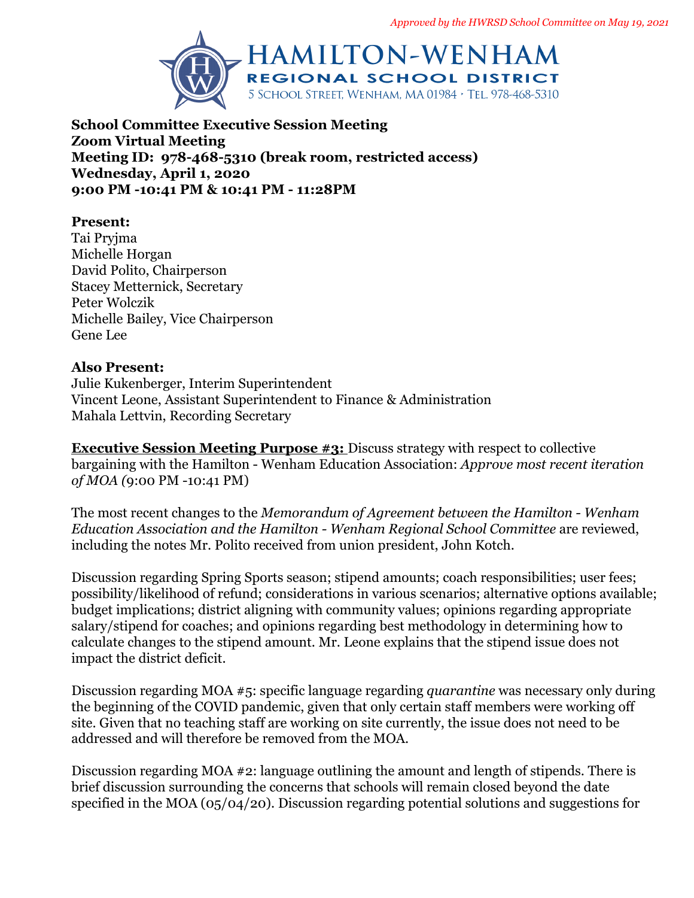*Approved by the HWRSD School Committee on May 19, 2021*

# HAMILTON-WENHAM REGIONAL SCHOOL DISTRICT

5 School Street, Wenham, MA 01984 • Tel. 978-468-5310

**School Committee Executive Session Meeting**
**Zoom Virtual Meeting**
**Meeting ID: 978-468-5310 (break room, restricted access)**
**Wednesday, April 1, 2020**
**9:00 PM -10:41 PM & 10:41 PM - 11:28PM**

**Present:**
Tai Pryjma
Michelle Horgan
David Polito, Chairperson
Stacey Metternick, Secretary
Peter Wolczik
Michelle Bailey, Vice Chairperson
Gene Lee

**Also Present:**
Julie Kukenberger, Interim Superintendent
Vincent Leone, Assistant Superintendent to Finance & Administration
Mahala Lettvin, Recording Secretary

**Executive Session Meeting Purpose #3:** Discuss strategy with respect to collective bargaining with the Hamilton - Wenham Education Association: *Approve most recent iteration of MOA (*9:00 PM -10:41 PM)

The most recent changes to the *Memorandum of Agreement between the Hamilton - Wenham Education Association and the Hamilton - Wenham Regional School Committee* are reviewed, including the notes Mr. Polito received from union president, John Kotch.

Discussion regarding Spring Sports season; stipend amounts; coach responsibilities; user fees; possibility/likelihood of refund; considerations in various scenarios; alternative options available; budget implications; district aligning with community values; opinions regarding appropriate salary/stipend for coaches; and opinions regarding best methodology in determining how to calculate changes to the stipend amount. Mr. Leone explains that the stipend issue does not impact the district deficit.

Discussion regarding MOA #5: specific language regarding *quarantine* was necessary only during the beginning of the COVID pandemic, given that only certain staff members were working off site. Given that no teaching staff are working on site currently, the issue does not need to be addressed and will therefore be removed from the MOA.

Discussion regarding MOA #2: language outlining the amount and length of stipends. There is brief discussion surrounding the concerns that schools will remain closed beyond the date specified in the MOA (05/04/20). Discussion regarding potential solutions and suggestions for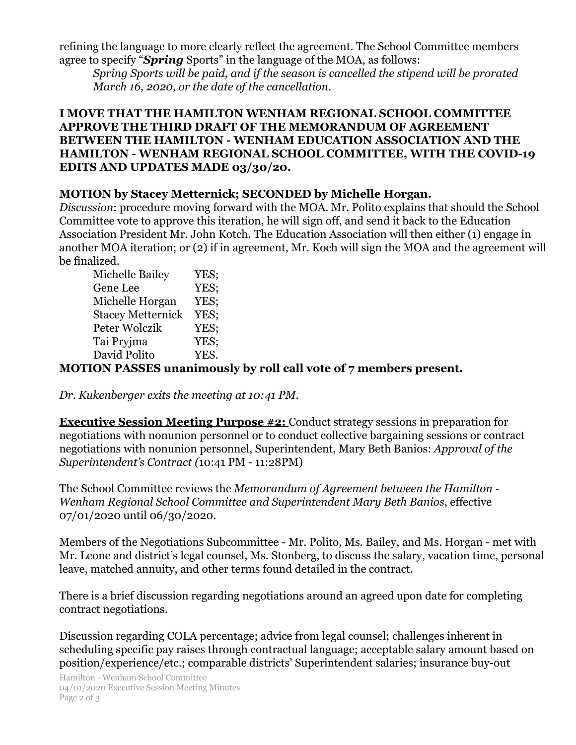refining the language to more clearly reflect the agreement. The School Committee members agree to specify "***Spring*** Sports" in the language of the MOA, as follows:

> *Spring Sports will be paid, and if the season is cancelled the stipend will be prorated March 16, 2020, or the date of the cancellation.*

**I MOVE THAT THE HAMILTON WENHAM REGIONAL SCHOOL COMMITTEE APPROVE THE THIRD DRAFT OF THE MEMORANDUM OF AGREEMENT BETWEEN THE HAMILTON - WENHAM EDUCATION ASSOCIATION AND THE HAMILTON - WENHAM REGIONAL SCHOOL COMMITTEE, WITH THE COVID-19 EDITS AND UPDATES MADE 03/30/20.**

**MOTION by Stacey Metternick; SECONDED by Michelle Horgan.**

*Discussion*: procedure moving forward with the MOA. Mr. Polito explains that should the School Committee vote to approve this iteration, he will sign off, and send it back to the Education Association President Mr. John Kotch. The Education Association will then either (1) engage in another MOA iteration; or (2) if in agreement, Mr. Koch will sign the MOA and the agreement will be finalized.

Michelle Bailey YES;
Gene Lee YES;
Michelle Horgan YES;
Stacey Metternick YES;
Peter Wolczik YES;
Tai Pryjma YES;
David Polito YES.

**MOTION PASSES unanimously by roll call vote of 7 members present.**

*Dr. Kukenberger exits the meeting at 10:41 PM.*

**Executive Session Meeting Purpose #2:** Conduct strategy sessions in preparation for negotiations with nonunion personnel or to conduct collective bargaining sessions or contract negotiations with nonunion personnel, Superintendent, Mary Beth Banios: *Approval of the Superintendent's Contract (*10:41 PM - 11:28PM)

The School Committee reviews the *Memorandum of Agreement between the Hamilton - Wenham Regional School Committee and Superintendent Mary Beth Banios*, effective 07/01/2020 until 06/30/2020.

Members of the Negotiations Subcommittee - Mr. Polito, Ms. Bailey, and Ms. Horgan - met with Mr. Leone and district's legal counsel, Ms. Stonberg, to discuss the salary, vacation time, personal leave, matched annuity, and other terms found detailed in the contract.

There is a brief discussion regarding negotiations around an agreed upon date for completing contract negotiations.

Discussion regarding COLA percentage; advice from legal counsel; challenges inherent in scheduling specific pay raises through contractual language; acceptable salary amount based on position/experience/etc.; comparable districts' Superintendent salaries; insurance buy-out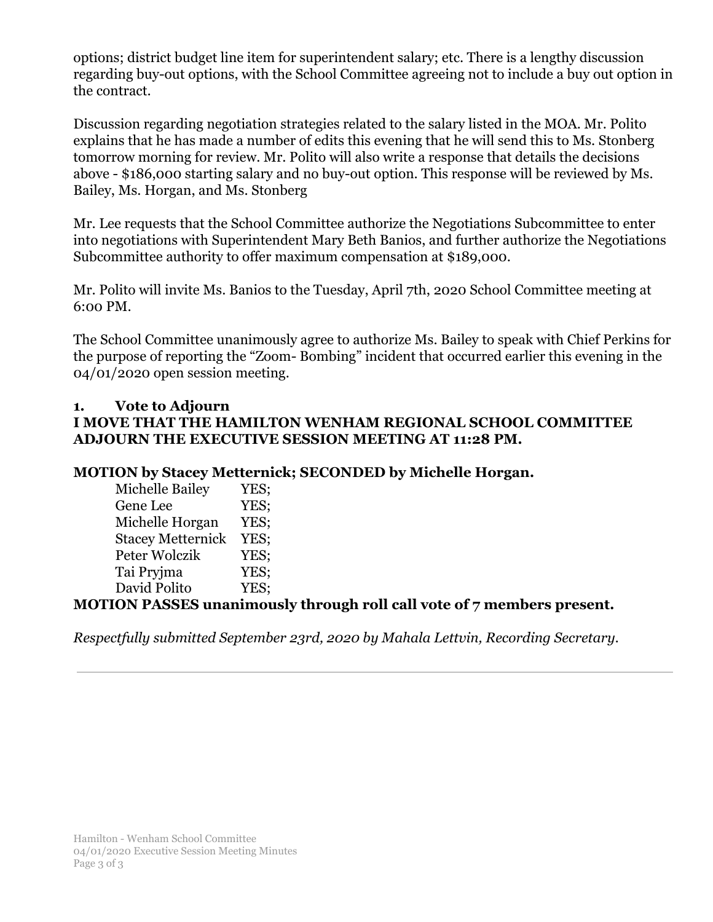options; district budget line item for superintendent salary; etc. There is a lengthy discussion regarding buy-out options, with the School Committee agreeing not to include a buy out option in the contract.

Discussion regarding negotiation strategies related to the salary listed in the MOA. Mr. Polito explains that he has made a number of edits this evening that he will send this to Ms. Stonberg tomorrow morning for review. Mr. Polito will also write a response that details the decisions above - $186,000 starting salary and no buy-out option. This response will be reviewed by Ms. Bailey, Ms. Horgan, and Ms. Stonberg

Mr. Lee requests that the School Committee authorize the Negotiations Subcommittee to enter into negotiations with Superintendent Mary Beth Banios, and further authorize the Negotiations Subcommittee authority to offer maximum compensation at $189,000.

Mr. Polito will invite Ms. Banios to the Tuesday, April 7th, 2020 School Committee meeting at 6:00 PM.

The School Committee unanimously agree to authorize Ms. Bailey to speak with Chief Perkins for the purpose of reporting the "Zoom- Bombing" incident that occurred earlier this evening in the 04/01/2020 open session meeting.

### 1. Vote to Adjourn

**I MOVE THAT THE HAMILTON WENHAM REGIONAL SCHOOL COMMITTEE ADJOURN THE EXECUTIVE SESSION MEETING AT 11:28 PM.**

**MOTION by Stacey Metternick; SECONDED by Michelle Horgan.**

Michelle Bailey YES;
Gene Lee YES;
Michelle Horgan YES;
Stacey Metternick YES;
Peter Wolczik YES;
Tai Pryjma YES;
David Polito YES;

**MOTION PASSES unanimously through roll call vote of 7 members present.**

*Respectfully submitted September 23rd, 2020 by Mahala Lettvin, Recording Secretary.*